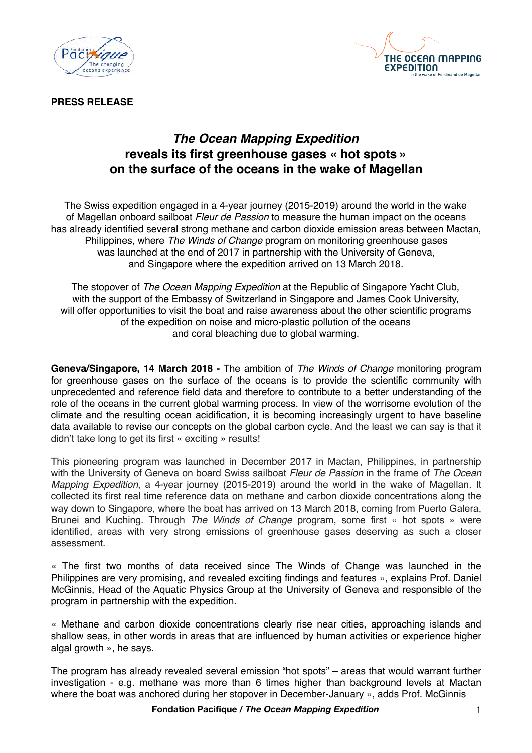**PRESS RELEASE**

# *The Ocean Mapping Expedition* reveals its first greenhouse gases « hot spots » on the surface of the oceans in the wake of Magellan

The Swiss expedition engaged in a 4-year journey (2015-2019) around the world in the wake of Magellan onboard sailboat *Fleur de Passion* to measure the human impact on the oceans has already identified several strong methane and carbon dioxide emission areas between Mactan, Philippines, where *The Winds of Change* program on monitoring greenhouse gases was launched at the end of 2017 in partnership with the University of Geneva, and Singapore where the expedition arrived on 13 March 2018.

The stopover of *The Ocean Mapping Expedition* at the Republic of Singapore Yacht Club, with the support of the Embassy of Switzerland in Singapore and James Cook University, will offer opportunities to visit the boat and raise awareness about the other scientific programs of the expedition on noise and micro-plastic pollution of the oceans and coral bleaching due to global warming.

**Geneva/Singapore, 14 March 2018 -** The ambition of *The Winds of Change* monitoring program for greenhouse gases on the surface of the oceans is to provide the scientific community with unprecedented and reference field data and therefore to contribute to a better understanding of the role of the oceans in the current global warming process. In view of the worrisome evolution of the climate and the resulting ocean acidification, it is becoming increasingly urgent to have baseline data available to revise our concepts on the global carbon cycle. And the least we can say is that it didn't take long to get its first « exciting » results!

This pioneering program was launched in December 2017 in Mactan, Philippines, in partnership with the University of Geneva on board Swiss sailboat *Fleur de Passion* in the frame of *The Ocean Mapping Expedition*, a 4-year journey (2015-2019) around the world in the wake of Magellan. It collected its first real time reference data on methane and carbon dioxide concentrations along the way down to Singapore, where the boat has arrived on 13 March 2018, coming from Puerto Galera, Brunei and Kuching. Through *The Winds of Change* program, some first « hot spots » were identified, areas with very strong emissions of greenhouse gases deserving as such a closer assessment.

« The first two months of data received since The Winds of Change was launched in the Philippines are very promising, and revealed exciting findings and features », explains Prof. Daniel McGinnis, Head of the Aquatic Physics Group at the University of Geneva and responsible of the program in partnership with the expedition.

« Methane and carbon dioxide concentrations clearly rise near cities, approaching islands and shallow seas, in other words in areas that are influenced by human activities or experience higher algal growth », he says.

The program has already revealed several emission "hot spots" – areas that would warrant further investigation - e.g. methane was more than 6 times higher than background levels at Mactan where the boat was anchored during her stopover in December-January », adds Prof. McGinnis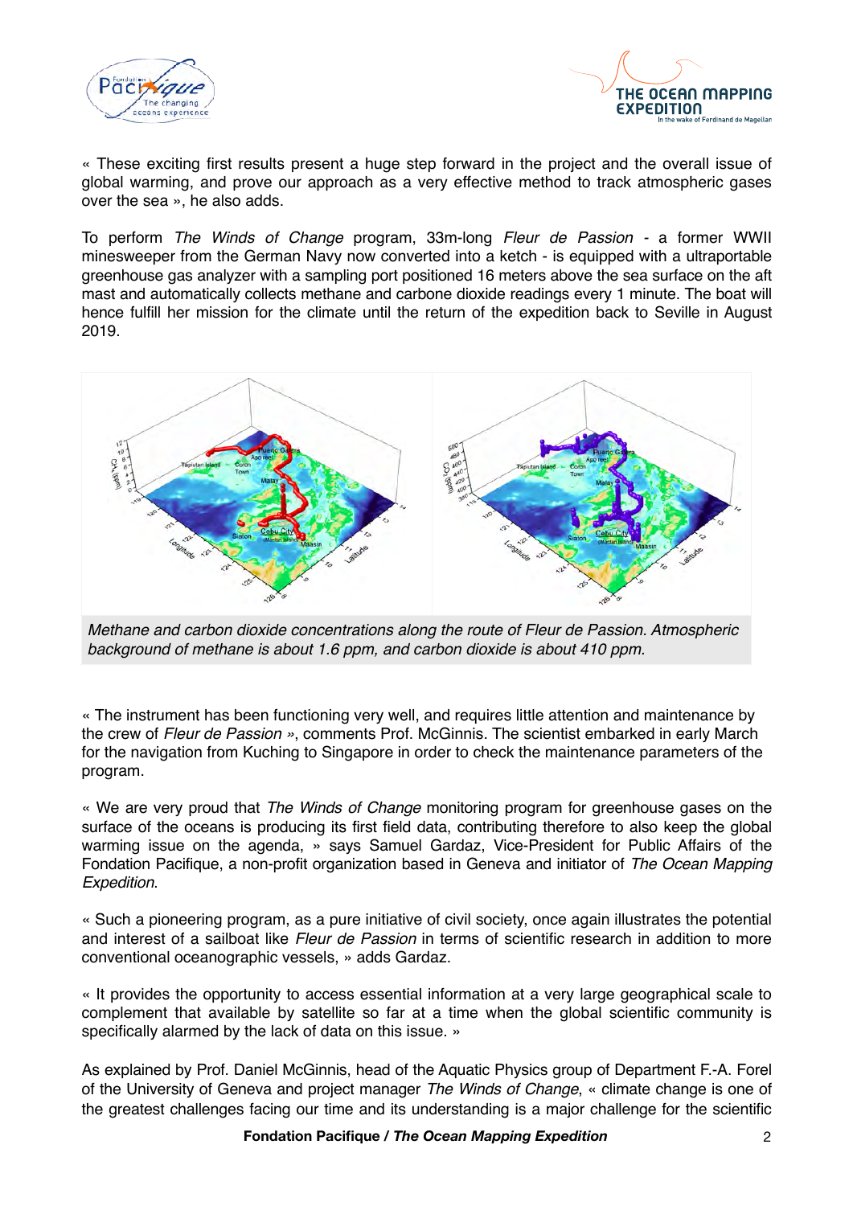« These exciting first results present a huge step forward in the project and the overall issue of global warming, and prove our approach as a very effective method to track atmospheric gases over the sea », he also adds.

To perform *The Winds of Change* program, 33m-long *Fleur de Passion* - a former WWII minesweeper from the German Navy now converted into a ketch - is equipped with a ultraportable greenhouse gas analyzer with a sampling port positioned 16 meters above the sea surface on the aft mast and automatically collects methane and carbone dioxide readings every 1 minute. The boat will hence fulfill her mission for the climate until the return of the expedition back to Seville in August 2019.

*Methane and carbon dioxide concentrations along the route of Fleur de Passion. Atmospheric background of methane is about 1.6 ppm, and carbon dioxide is about 410 ppm.*

« The instrument has been functioning very well, and requires little attention and maintenance by the crew of *Fleur de Passion* », comments Prof. McGinnis. The scientist embarked in early March for the navigation from Kuching to Singapore in order to check the maintenance parameters of the program.

« We are very proud that *The Winds of Change* monitoring program for greenhouse gases on the surface of the oceans is producing its first field data, contributing therefore to also keep the global warming issue on the agenda, » says Samuel Gardaz, Vice-President for Public Affairs of the Fondation Pacifique, a non-profit organization based in Geneva and initiator of *The Ocean Mapping Expedition*.

« Such a pioneering program, as a pure initiative of civil society, once again illustrates the potential and interest of a sailboat like *Fleur de Passion* in terms of scientific research in addition to more conventional oceanographic vessels, » adds Gardaz.

« It provides the opportunity to access essential information at a very large geographical scale to complement that available by satellite so far at a time when the global scientific community is specifically alarmed by the lack of data on this issue. »

As explained by Prof. Daniel McGinnis, head of the Aquatic Physics group of Department F.-A. Forel of the University of Geneva and project manager *The Winds of Change*, « climate change is one of the greatest challenges facing our time and its understanding is a major challenge for the scientific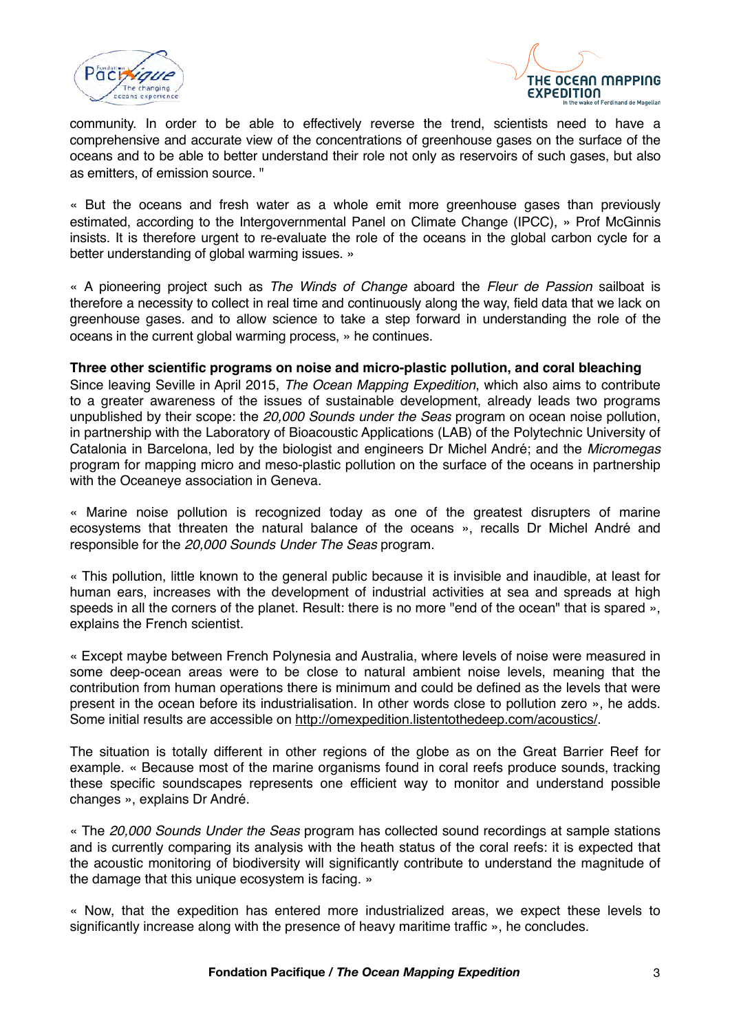community. In order to be able to effectively reverse the trend, scientists need to have a comprehensive and accurate view of the concentrations of greenhouse gases on the surface of the oceans and to be able to better understand their role not only as reservoirs of such gases, but also as emitters, of emission source. "

« But the oceans and fresh water as a whole emit more greenhouse gases than previously estimated, according to the Intergovernmental Panel on Climate Change (IPCC), » Prof McGinnis insists. It is therefore urgent to re-evaluate the role of the oceans in the global carbon cycle for a better understanding of global warming issues. »

« A pioneering project such as *The Winds of Change* aboard the *Fleur de Passion* sailboat is therefore a necessity to collect in real time and continuously along the way, field data that we lack on greenhouse gases. and to allow science to take a step forward in understanding the role of the oceans in the current global warming process, » he continues.

**Three other scientific programs on noise and micro-plastic pollution, and coral bleaching**

Since leaving Seville in April 2015, *The Ocean Mapping Expedition*, which also aims to contribute to a greater awareness of the issues of sustainable development, already leads two programs unpublished by their scope: the *20,000 Sounds under the Seas* program on ocean noise pollution, in partnership with the Laboratory of Bioacoustic Applications (LAB) of the Polytechnic University of Catalonia in Barcelona, led by the biologist and engineers Dr Michel André; and the *Micromegas* program for mapping micro and meso-plastic pollution on the surface of the oceans in partnership with the Oceaneye association in Geneva.

« Marine noise pollution is recognized today as one of the greatest disrupters of marine ecosystems that threaten the natural balance of the oceans », recalls Dr Michel André and responsible for the *20,000 Sounds Under The Seas* program.

« This pollution, little known to the general public because it is invisible and inaudible, at least for human ears, increases with the development of industrial activities at sea and spreads at high speeds in all the corners of the planet. Result: there is no more "end of the ocean" that is spared », explains the French scientist.

« Except maybe between French Polynesia and Australia, where levels of noise were measured in some deep-ocean areas were to be close to natural ambient noise levels, meaning that the contribution from human operations there is minimum and could be defined as the levels that were present in the ocean before its industrialisation. In other words close to pollution zero », he adds. Some initial results are accessible on http://omexpedition.listentothedeep.com/acoustics/.

The situation is totally different in other regions of the globe as on the Great Barrier Reef for example. « Because most of the marine organisms found in coral reefs produce sounds, tracking these specific soundscapes represents one efficient way to monitor and understand possible changes », explains Dr André.

« The *20,000 Sounds Under the Seas* program has collected sound recordings at sample stations and is currently comparing its analysis with the heath status of the coral reefs: it is expected that the acoustic monitoring of biodiversity will significantly contribute to understand the magnitude of the damage that this unique ecosystem is facing. »

« Now, that the expedition has entered more industrialized areas, we expect these levels to significantly increase along with the presence of heavy maritime traffic », he concludes.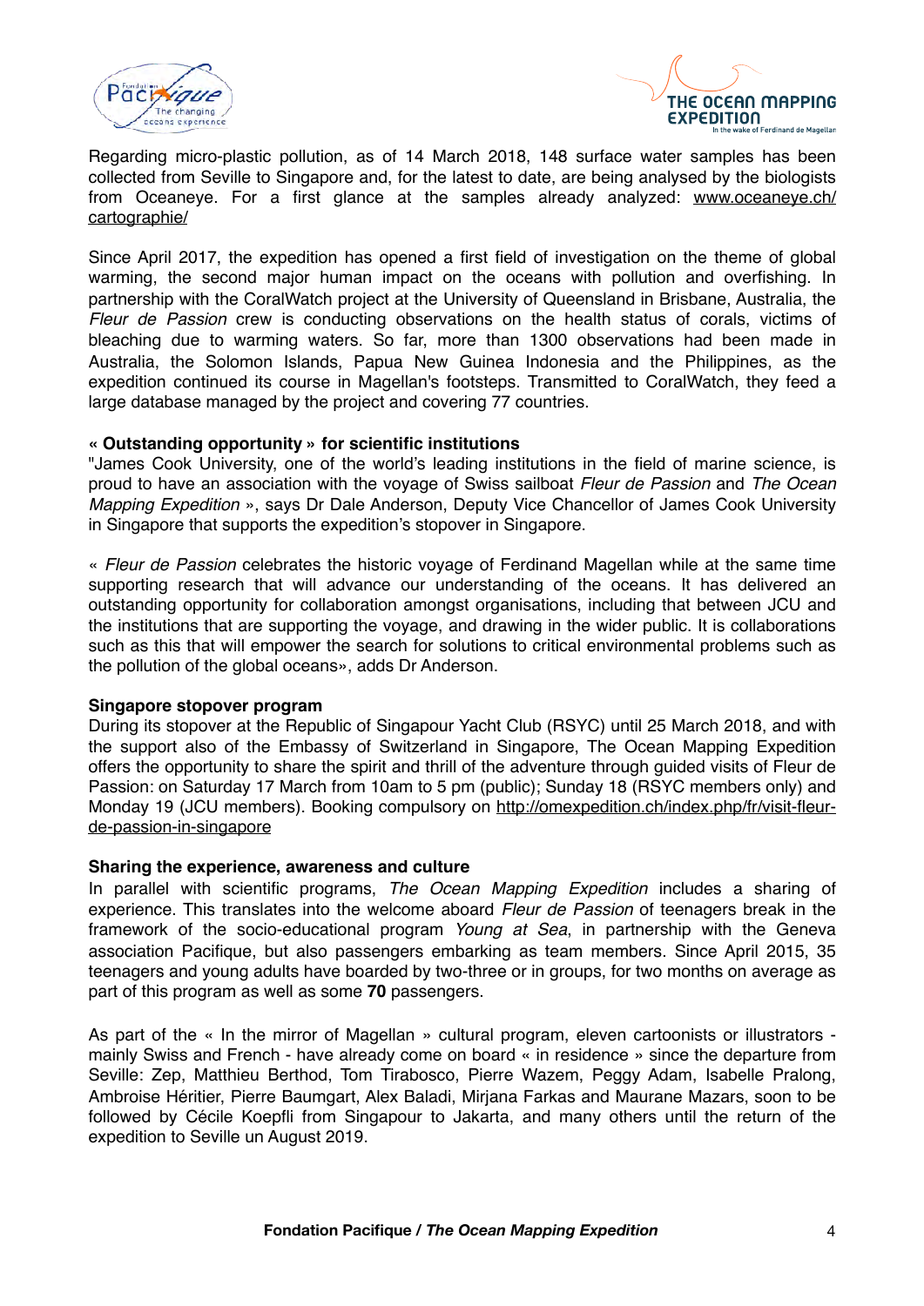Regarding micro-plastic pollution, as of 14 March 2018, 148 surface water samples has been collected from Seville to Singapore and, for the latest to date, are being analysed by the biologists from Oceaneye. For a first glance at the samples already analyzed: [www.oceaneye.ch/cartographie/](www.oceaneye.ch/cartographie/)

Since April 2017, the expedition has opened a first field of investigation on the theme of global warming, the second major human impact on the oceans with pollution and overfishing. In partnership with the CoralWatch project at the University of Queensland in Brisbane, Australia, the *Fleur de Passion* crew is conducting observations on the health status of corals, victims of bleaching due to warming waters. So far, more than 1300 observations had been made in Australia, the Solomon Islands, Papua New Guinea Indonesia and the Philippines, as the expedition continued its course in Magellan's footsteps. Transmitted to CoralWatch, they feed a large database managed by the project and covering 77 countries.

**« Outstanding opportunity » for scientific institutions**

"James Cook University, one of the world's leading institutions in the field of marine science, is proud to have an association with the voyage of Swiss sailboat *Fleur de Passion* and *The Ocean Mapping Expedition* », says Dr Dale Anderson, Deputy Vice Chancellor of James Cook University in Singapore that supports the expedition's stopover in Singapore.

« *Fleur de Passion* celebrates the historic voyage of Ferdinand Magellan while at the same time supporting research that will advance our understanding of the oceans. It has delivered an outstanding opportunity for collaboration amongst organisations, including that between JCU and the institutions that are supporting the voyage, and drawing in the wider public. It is collaborations such as this that will empower the search for solutions to critical environmental problems such as the pollution of the global oceans», adds Dr Anderson.

**Singapore stopover program**

During its stopover at the Republic of Singapour Yacht Club (RSYC) until 25 March 2018, and with the support also of the Embassy of Switzerland in Singapore, The Ocean Mapping Expedition offers the opportunity to share the spirit and thrill of the adventure through guided visits of Fleur de Passion: on Saturday 17 March from 10am to 5 pm (public); Sunday 18 (RSYC members only) and Monday 19 (JCU members). Booking compulsory on [http://omexpedition.ch/index.php/fr/visit-fleur-de-passion-in-singapore](http://omexpedition.ch/index.php/fr/visit-fleur-de-passion-in-singapore)

**Sharing the experience, awareness and culture**

In parallel with scientific programs, *The Ocean Mapping Expedition* includes a sharing of experience. This translates into the welcome aboard *Fleur de Passion* of teenagers break in the framework of the socio-educational program *Young at Sea*, in partnership with the Geneva association Pacifique, but also passengers embarking as team members. Since April 2015, 35 teenagers and young adults have boarded by two-three or in groups, for two months on average as part of this program as well as some **70** passengers.

As part of the « In the mirror of Magellan » cultural program, eleven cartoonists or illustrators - mainly Swiss and French - have already come on board « in residence » since the departure from Seville: Zep, Matthieu Berthod, Tom Tirabosco, Pierre Wazem, Peggy Adam, Isabelle Pralong, Ambroise Héritier, Pierre Baumgart, Alex Baladi, Mirjana Farkas and Maurane Mazars, soon to be followed by Cécile Koepfli from Singapour to Jakarta, and many others until the return of the expedition to Seville un August 2019.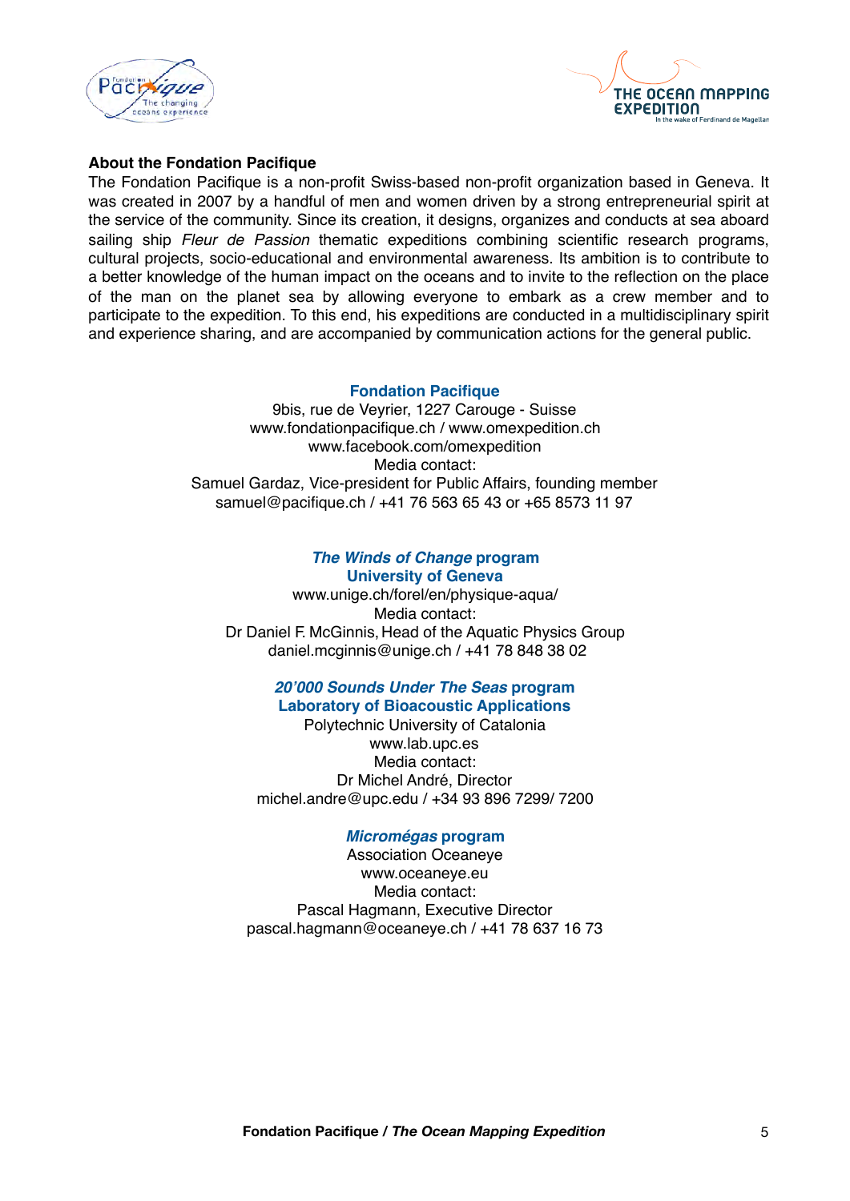## About the Fondation Pacifique

The Fondation Pacifique is a non-profit Swiss-based non-profit organization based in Geneva. It was created in 2007 by a handful of men and women driven by a strong entrepreneurial spirit at the service of the community. Since its creation, it designs, organizes and conducts at sea aboard sailing ship *Fleur de Passion* thematic expeditions combining scientific research programs, cultural projects, socio-educational and environmental awareness. Its ambition is to contribute to a better knowledge of the human impact on the oceans and to invite to the reflection on the place of the man on the planet sea by allowing everyone to embark as a crew member and to participate to the expedition. To this end, his expeditions are conducted in a multidisciplinary spirit and experience sharing, and are accompanied by communication actions for the general public.

**Fondation Pacifique**
9bis, rue de Veyrier, 1227 Carouge - Suisse
www.fondationpacifique.ch / www.omexpedition.ch
www.facebook.com/omexpedition
Media contact:
Samuel Gardaz, Vice-president for Public Affairs, founding member
samuel@pacifique.ch / +41 76 563 65 43 or +65 8573 11 97

***The Winds of Change* program**
**University of Geneva**
www.unige.ch/forel/en/physique-aqua/
Media contact:
Dr Daniel F. McGinnis, Head of the Aquatic Physics Group
daniel.mcginnis@unige.ch / +41 78 848 38 02

***20'000 Sounds Under The Seas* program**
**Laboratory of Bioacoustic Applications**
Polytechnic University of Catalonia
www.lab.upc.es
Media contact:
Dr Michel André, Director
michel.andre@upc.edu / +34 93 896 7299/ 7200

***Micromégas* program**
Association Oceaneye
www.oceaneye.eu
Media contact:
Pascal Hagmann, Executive Director
pascal.hagmann@oceaneye.ch / +41 78 637 16 73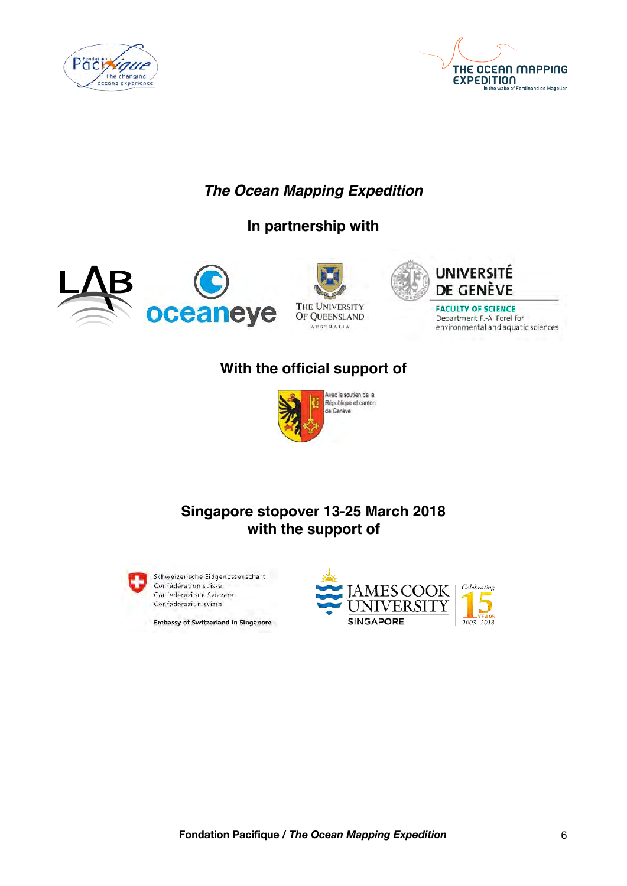Fondation Pacifique
The changing oceans experience

THE OCEAN MAPPING EXPEDITION
In the wake of Ferdinand de Magellan

***The Ocean Mapping Expedition***

**In partnership with**

LAB

oceaneye

The University Of Queensland
Australia

Université de Genève
Faculty of Science
Department F.-A. Forel for environmental and aquatic sciences

**With the official support of**

Avec le soutien de la République et canton de Genève

**Singapore stopover 13-25 March 2018**
**with the support of**

Schweizerische Eidgenossenschaft
Confédération suisse
Confederazione Svizzera
Confederaziun svizra

Embassy of Switzerland in Singapore

James Cook University
Singapore
Celebrating 15 years 2003-2018

**Fondation Pacifique / *The Ocean Mapping Expedition***